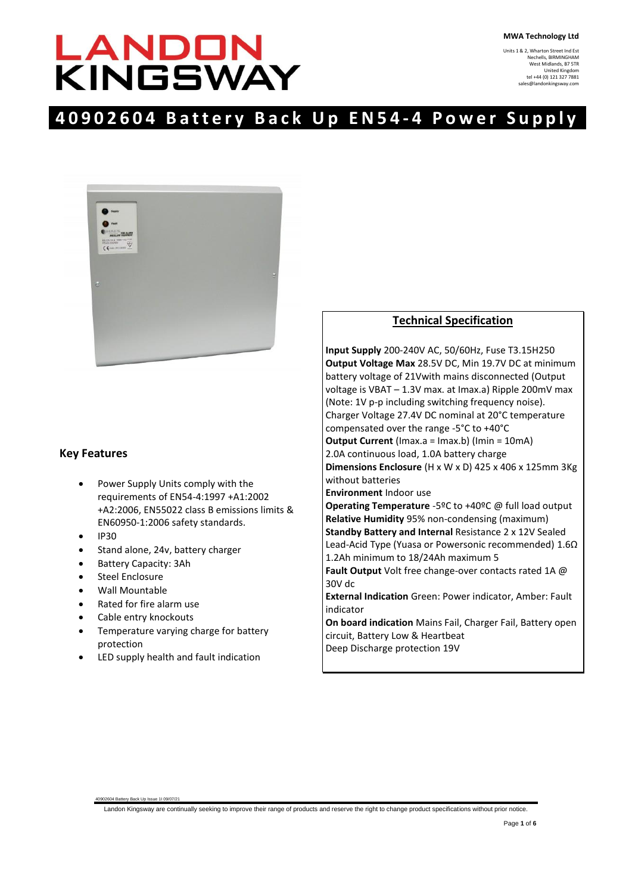# LANDON KINGSWAY

**MWA Technology Ltd**

Units 1 & 2, Wharton Street Ind Est
Nechells, BIRMINGHAM
West Midlands, B7 5TR
United Kingdom
tel +44 (0) 121 327 7881
sales@landonkingsway.com

# 40902604 Battery Back Up EN54-4 Power Supply

## Key Features

- Power Supply Units comply with the requirements of EN54-4:1997 +A1:2002 +A2:2006, EN55022 class B emissions limits & EN60950-1:2006 safety standards.
- IP30
- Stand alone, 24v, battery charger
- Battery Capacity: 3Ah
- Steel Enclosure
- Wall Mountable
- Rated for fire alarm use
- Cable entry knockouts
- Temperature varying charge for battery protection
- LED supply health and fault indication

## Technical Specification

**Input Supply** 200-240V AC, 50/60Hz, Fuse T3.15H250
**Output Voltage Max** 28.5V DC, Min 19.7V DC at minimum battery voltage of 21Vwith mains disconnected (Output voltage is VBAT – 1.3V max. at Imax.a) Ripple 200mV max (Note: 1V p-p including switching frequency noise).
Charger Voltage 27.4V DC nominal at 20°C temperature compensated over the range -5°C to +40°C
**Output Current** (Imax.a = Imax.b) (Imin = 10mA)
2.0A continuous load, 1.0A battery charge
**Dimensions Enclosure** (H x W x D) 425 x 406 x 125mm 3Kg without batteries
**Environment** Indoor use
**Operating Temperature** -5ºC to +40ºC @ full load output
**Relative Humidity** 95% non-condensing (maximum)
**Standby Battery and Internal** Resistance 2 x 12V Sealed Lead-Acid Type (Yuasa or Powersonic recommended) 1.6Ω 1.2Ah minimum to 18/24Ah maximum 5
**Fault Output** Volt free change-over contacts rated 1A @ 30V dc
**External Indication** Green: Power indicator, Amber: Fault indicator
**On board indication** Mains Fail, Charger Fail, Battery open circuit, Battery Low & Heartbeat
Deep Discharge protection 19V

40902604 Battery Back Up Issue 1l 09/07/21

Landon Kingsway are continually seeking to improve their range of products and reserve the right to change product specifications without prior notice.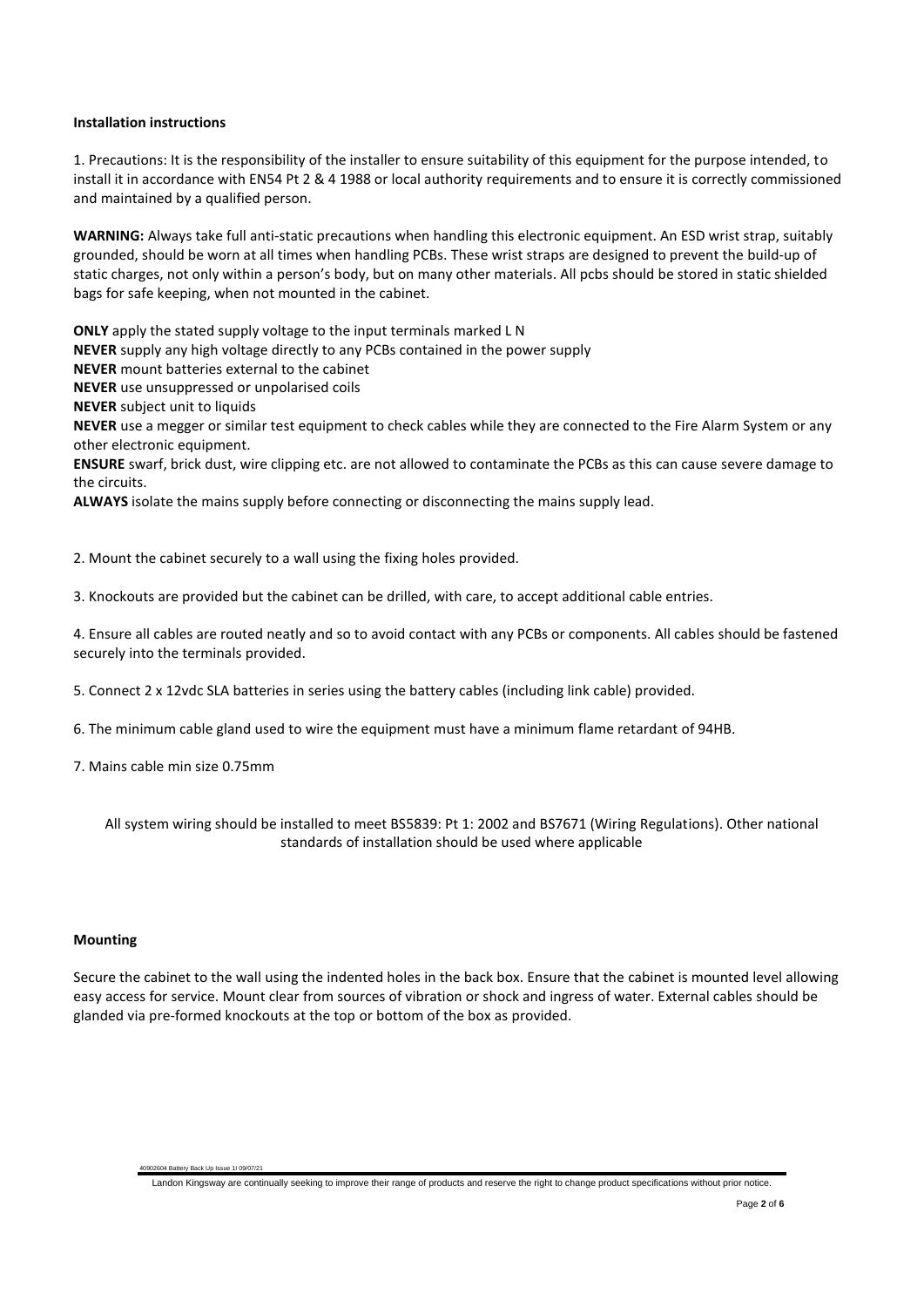**Installation instructions**

1. Precautions: It is the responsibility of the installer to ensure suitability of this equipment for the purpose intended, to install it in accordance with EN54 Pt 2 & 4 1988 or local authority requirements and to ensure it is correctly commissioned and maintained by a qualified person.

**WARNING:** Always take full anti-static precautions when handling this electronic equipment. An ESD wrist strap, suitably grounded, should be worn at all times when handling PCBs. These wrist straps are designed to prevent the build-up of static charges, not only within a person's body, but on many other materials. All pcbs should be stored in static shielded bags for safe keeping, when not mounted in the cabinet.

**ONLY** apply the stated supply voltage to the input terminals marked L N
**NEVER** supply any high voltage directly to any PCBs contained in the power supply
**NEVER** mount batteries external to the cabinet
**NEVER** use unsuppressed or unpolarised coils
**NEVER** subject unit to liquids
**NEVER** use a megger or similar test equipment to check cables while they are connected to the Fire Alarm System or any other electronic equipment.
**ENSURE** swarf, brick dust, wire clipping etc. are not allowed to contaminate the PCBs as this can cause severe damage to the circuits.
**ALWAYS** isolate the mains supply before connecting or disconnecting the mains supply lead.

2. Mount the cabinet securely to a wall using the fixing holes provided.

3. Knockouts are provided but the cabinet can be drilled, with care, to accept additional cable entries.

4. Ensure all cables are routed neatly and so to avoid contact with any PCBs or components. All cables should be fastened securely into the terminals provided.

5. Connect 2 x 12vdc SLA batteries in series using the battery cables (including link cable) provided.

6. The minimum cable gland used to wire the equipment must have a minimum flame retardant of 94HB.

7. Mains cable min size 0.75mm

All system wiring should be installed to meet BS5839: Pt 1: 2002 and BS7671 (Wiring Regulations). Other national standards of installation should be used where applicable

**Mounting**

Secure the cabinet to the wall using the indented holes in the back box. Ensure that the cabinet is mounted level allowing easy access for service. Mount clear from sources of vibration or shock and ingress of water. External cables should be glanded via pre-formed knockouts at the top or bottom of the box as provided.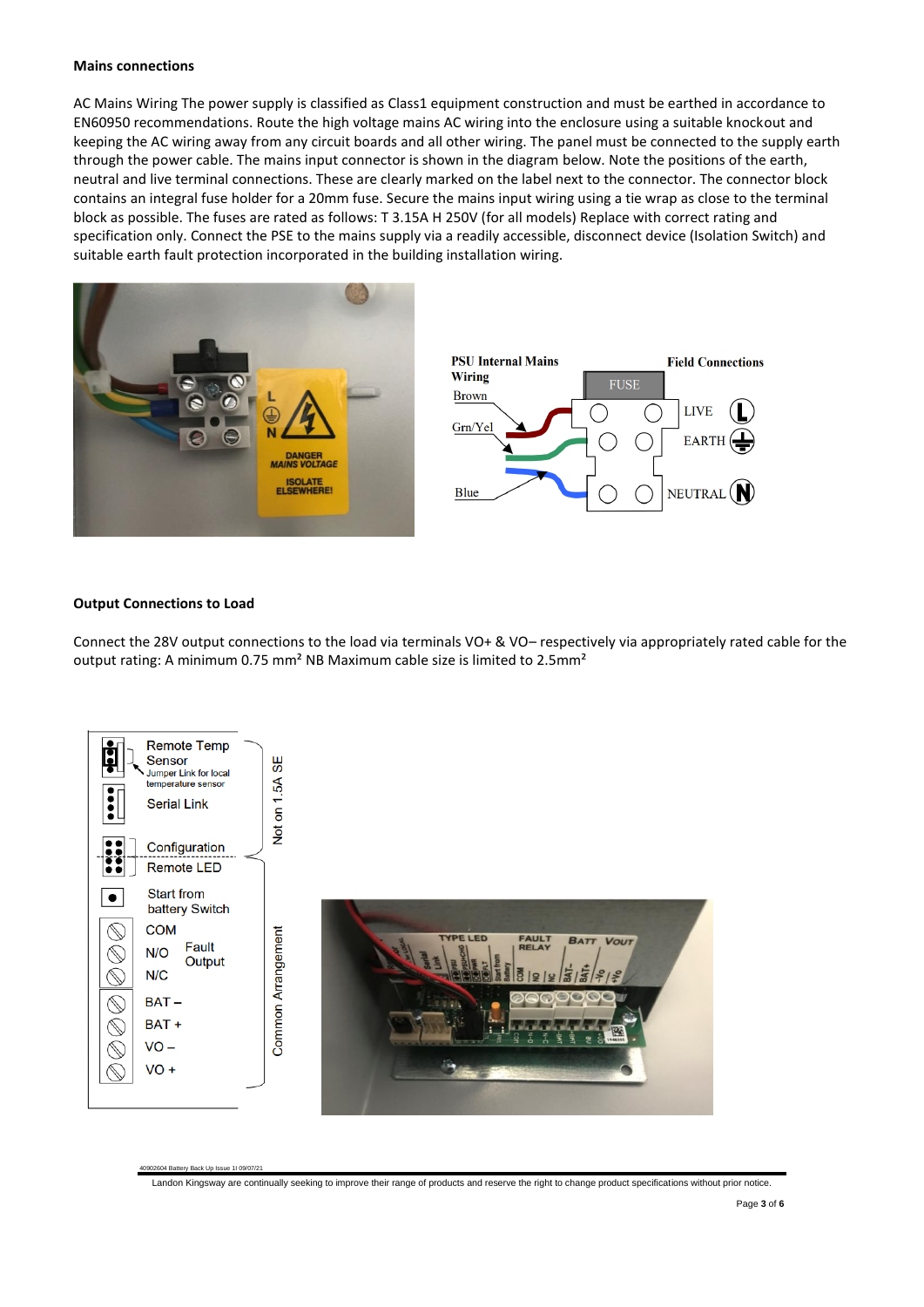**Mains connections**

AC Mains Wiring The power supply is classified as Class1 equipment construction and must be earthed in accordance to EN60950 recommendations. Route the high voltage mains AC wiring into the enclosure using a suitable knockout and keeping the AC wiring away from any circuit boards and all other wiring. The panel must be connected to the supply earth through the power cable. The mains input connector is shown in the diagram below. Note the positions of the earth, neutral and live terminal connections. These are clearly marked on the label next to the connector. The connector block contains an integral fuse holder for a 20mm fuse. Secure the mains input wiring using a tie wrap as close to the terminal block as possible. The fuses are rated as follows: T 3.15A H 250V (for all models) Replace with correct rating and specification only. Connect the PSE to the mains supply via a readily accessible, disconnect device (Isolation Switch) and suitable earth fault protection incorporated in the building installation wiring.

**Output Connections to Load**

Connect the 28V output connections to the load via terminals VO+ & VO– respectively via appropriately rated cable for the output rating: A minimum 0.75 mm² NB Maximum cable size is limited to 2.5mm²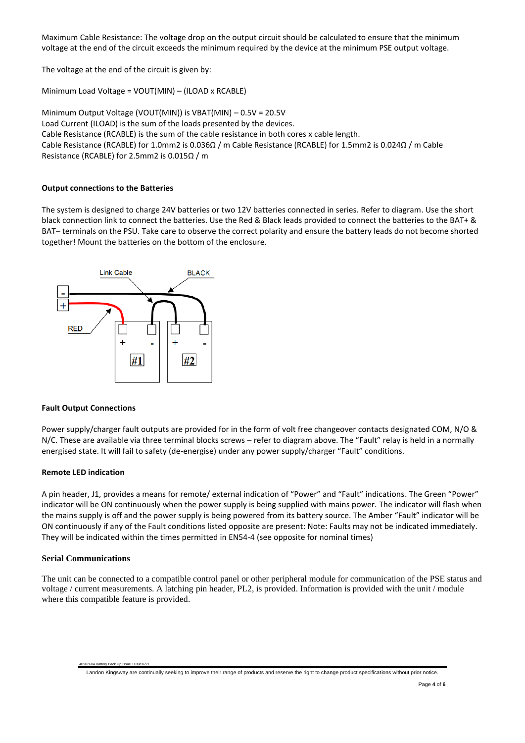Maximum Cable Resistance: The voltage drop on the output circuit should be calculated to ensure that the minimum voltage at the end of the circuit exceeds the minimum required by the device at the minimum PSE output voltage.

The voltage at the end of the circuit is given by:

Minimum Load Voltage = $V_{OUT(MIN)} - (I_{LOAD} \times R_{CABLE})$

Minimum Output Voltage ($V_{OUT(MIN)}$) is $V_{BAT(MIN)} - 0.5V = 20.5V$
Load Current ($I_{LOAD}$) is the sum of the loads presented by the devices.
Cable Resistance ($R_{CABLE}$) is the sum of the cable resistance in both cores x cable length.
Cable Resistance ($R_{CABLE}$) for 1.0mm2 is 0.036Ω / m Cable Resistance ($R_{CABLE}$) for 1.5mm2 is 0.024Ω / m Cable Resistance ($R_{CABLE}$) for 2.5mm2 is 0.015Ω / m

**Output connections to the Batteries**

The system is designed to charge 24V batteries or two 12V batteries connected in series. Refer to diagram. Use the short black connection link to connect the batteries. Use the Red & Black leads provided to connect the batteries to the BAT+ & BAT– terminals on the PSU. Take care to observe the correct polarity and ensure the battery leads do not become shorted together! Mount the batteries on the bottom of the enclosure.

**Fault Output Connections**

Power supply/charger fault outputs are provided for in the form of volt free changeover contacts designated COM, N/O & N/C. These are available via three terminal blocks screws – refer to diagram above. The "Fault" relay is held in a normally energised state. It will fail to safety (de-energise) under any power supply/charger "Fault" conditions.

**Remote LED indication**

A pin header, J1, provides a means for remote/ external indication of "Power" and "Fault" indications. The Green "Power" indicator will be ON continuously when the power supply is being supplied with mains power. The indicator will flash when the mains supply is off and the power supply is being powered from its battery source. The Amber "Fault" indicator will be ON continuously if any of the Fault conditions listed opposite are present: Note: Faults may not be indicated immediately. They will be indicated within the times permitted in EN54-4 (see opposite for nominal times)

**Serial Communications**

The unit can be connected to a compatible control panel or other peripheral module for communication of the PSE status and voltage / current measurements. A latching pin header, PL2, is provided. Information is provided with the unit / module where this compatible feature is provided.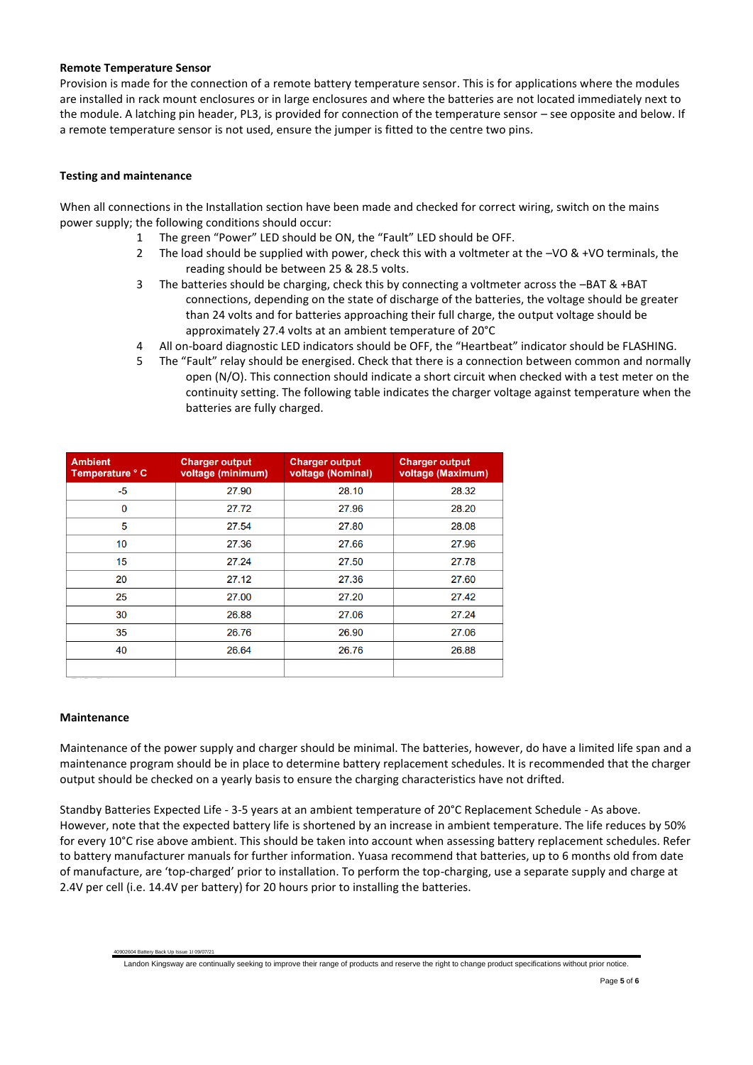**Remote Temperature Sensor**

Provision is made for the connection of a remote battery temperature sensor. This is for applications where the modules are installed in rack mount enclosures or in large enclosures and where the batteries are not located immediately next to the module. A latching pin header, PL3, is provided for connection of the temperature sensor – see opposite and below. If a remote temperature sensor is not used, ensure the jumper is fitted to the centre two pins.

**Testing and maintenance**

When all connections in the Installation section have been made and checked for correct wiring, switch on the mains power supply; the following conditions should occur:

1. The green "Power" LED should be ON, the "Fault" LED should be OFF.
2. The load should be supplied with power, check this with a voltmeter at the –VO & +VO terminals, the reading should be between 25 & 28.5 volts.
3. The batteries should be charging, check this by connecting a voltmeter across the –BAT & +BAT connections, depending on the state of discharge of the batteries, the voltage should be greater than 24 volts and for batteries approaching their full charge, the output voltage should be approximately 27.4 volts at an ambient temperature of 20°C
4. All on-board diagnostic LED indicators should be OFF, the "Heartbeat" indicator should be FLASHING.
5. The "Fault" relay should be energised. Check that there is a connection between common and normally open (N/O). This connection should indicate a short circuit when checked with a test meter on the continuity setting. The following table indicates the charger voltage against temperature when the batteries are fully charged.

| Ambient Temperature ° C | Charger output voltage (minimum) | Charger output voltage (Nominal) | Charger output voltage (Maximum) |
|---|---|---|---|
| -5 | 27.90 | 28.10 | 28.32 |
| 0 | 27.72 | 27.96 | 28.20 |
| 5 | 27.54 | 27.80 | 28.08 |
| 10 | 27.36 | 27.66 | 27.96 |
| 15 | 27.24 | 27.50 | 27.78 |
| 20 | 27.12 | 27.36 | 27.60 |
| 25 | 27.00 | 27.20 | 27.42 |
| 30 | 26.88 | 27.06 | 27.24 |
| 35 | 26.76 | 26.90 | 27.06 |
| 40 | 26.64 | 26.76 | 26.88 |
| | | | |

**Maintenance**

Maintenance of the power supply and charger should be minimal. The batteries, however, do have a limited life span and a maintenance program should be in place to determine battery replacement schedules. It is recommended that the charger output should be checked on a yearly basis to ensure the charging characteristics have not drifted.

Standby Batteries Expected Life - 3-5 years at an ambient temperature of 20°C Replacement Schedule - As above. However, note that the expected battery life is shortened by an increase in ambient temperature. The life reduces by 50% for every 10°C rise above ambient. This should be taken into account when assessing battery replacement schedules. Refer to battery manufacturer manuals for further information. Yuasa recommend that batteries, up to 6 months old from date of manufacture, are 'top-charged' prior to installation. To perform the top-charging, use a separate supply and charge at 2.4V per cell (i.e. 14.4V per battery) for 20 hours prior to installing the batteries.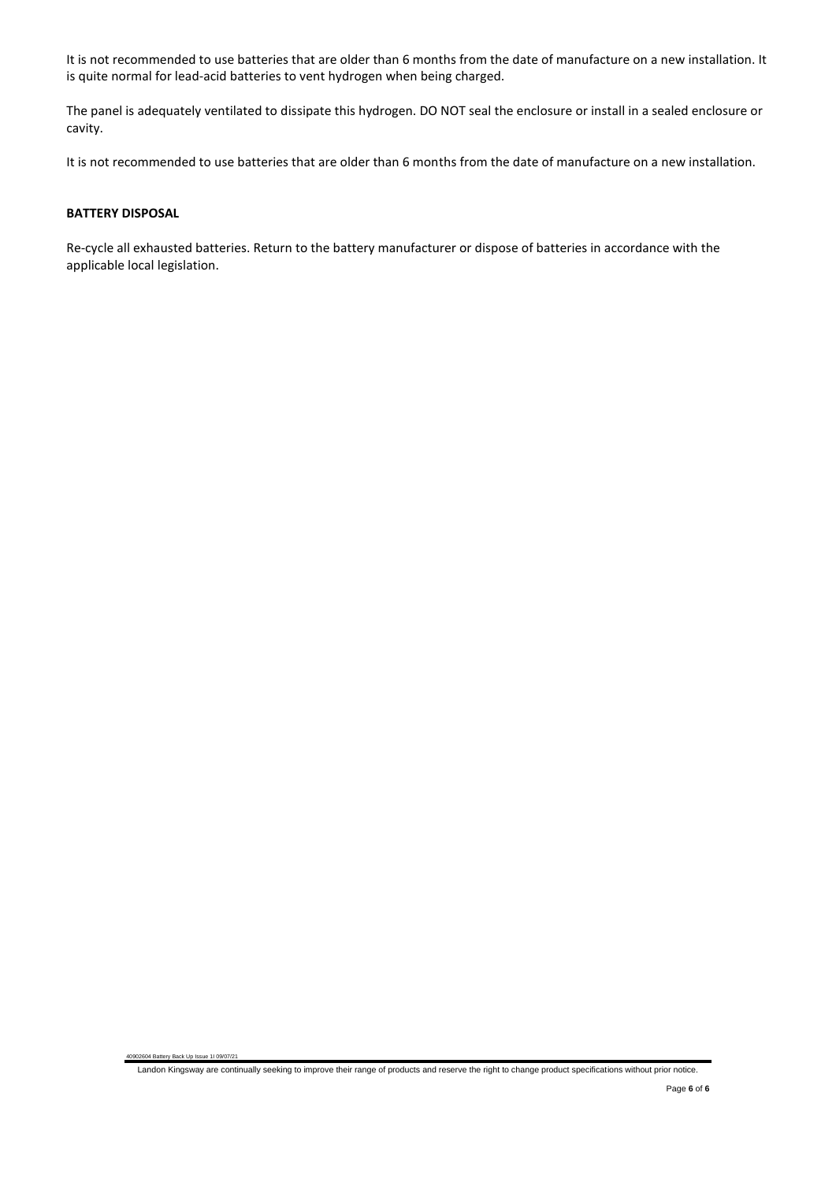It is not recommended to use batteries that are older than 6 months from the date of manufacture on a new installation. It is quite normal for lead-acid batteries to vent hydrogen when being charged.

The panel is adequately ventilated to dissipate this hydrogen. DO NOT seal the enclosure or install in a sealed enclosure or cavity.

It is not recommended to use batteries that are older than 6 months from the date of manufacture on a new installation.

**BATTERY DISPOSAL**

Re-cycle all exhausted batteries. Return to the battery manufacturer or dispose of batteries in accordance with the applicable local legislation.